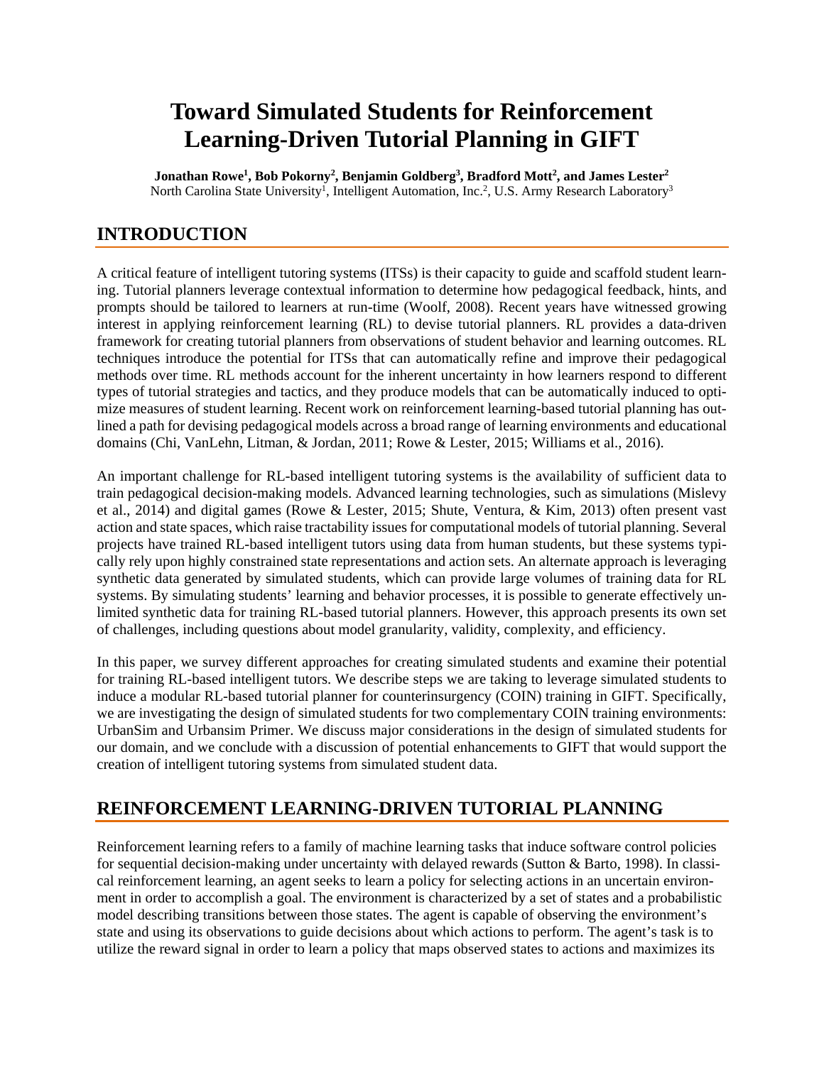# Toward Simulated Students for Reinforcement Learning-Driven Tutorial Planning in GIFT

**Jonathan Rowe[1], Bob Pokorny[2], Benjamin Goldberg[3], Bradford Mott[2], and James Lester[2]**
North Carolina State University[1], Intelligent Automation, Inc.[2], U.S. Army Research Laboratory[3]

## INTRODUCTION

A critical feature of intelligent tutoring systems (ITSs) is their capacity to guide and scaffold student learning. Tutorial planners leverage contextual information to determine how pedagogical feedback, hints, and prompts should be tailored to learners at run-time (Woolf, 2008). Recent years have witnessed growing interest in applying reinforcement learning (RL) to devise tutorial planners. RL provides a data-driven framework for creating tutorial planners from observations of student behavior and learning outcomes. RL techniques introduce the potential for ITSs that can automatically refine and improve their pedagogical methods over time. RL methods account for the inherent uncertainty in how learners respond to different types of tutorial strategies and tactics, and they produce models that can be automatically induced to optimize measures of student learning. Recent work on reinforcement learning-based tutorial planning has outlined a path for devising pedagogical models across a broad range of learning environments and educational domains (Chi, VanLehn, Litman, & Jordan, 2011; Rowe & Lester, 2015; Williams et al., 2016).

An important challenge for RL-based intelligent tutoring systems is the availability of sufficient data to train pedagogical decision-making models. Advanced learning technologies, such as simulations (Mislevy et al., 2014) and digital games (Rowe & Lester, 2015; Shute, Ventura, & Kim, 2013) often present vast action and state spaces, which raise tractability issues for computational models of tutorial planning. Several projects have trained RL-based intelligent tutors using data from human students, but these systems typically rely upon highly constrained state representations and action sets. An alternate approach is leveraging synthetic data generated by simulated students, which can provide large volumes of training data for RL systems. By simulating students' learning and behavior processes, it is possible to generate effectively unlimited synthetic data for training RL-based tutorial planners. However, this approach presents its own set of challenges, including questions about model granularity, validity, complexity, and efficiency.

In this paper, we survey different approaches for creating simulated students and examine their potential for training RL-based intelligent tutors. We describe steps we are taking to leverage simulated students to induce a modular RL-based tutorial planner for counterinsurgency (COIN) training in GIFT. Specifically, we are investigating the design of simulated students for two complementary COIN training environments: UrbanSim and Urbansim Primer. We discuss major considerations in the design of simulated students for our domain, and we conclude with a discussion of potential enhancements to GIFT that would support the creation of intelligent tutoring systems from simulated student data.

## REINFORCEMENT LEARNING-DRIVEN TUTORIAL PLANNING

Reinforcement learning refers to a family of machine learning tasks that induce software control policies for sequential decision-making under uncertainty with delayed rewards (Sutton & Barto, 1998). In classical reinforcement learning, an agent seeks to learn a policy for selecting actions in an uncertain environment in order to accomplish a goal. The environment is characterized by a set of states and a probabilistic model describing transitions between those states. The agent is capable of observing the environment's state and using its observations to guide decisions about which actions to perform. The agent's task is to utilize the reward signal in order to learn a policy that maps observed states to actions and maximizes its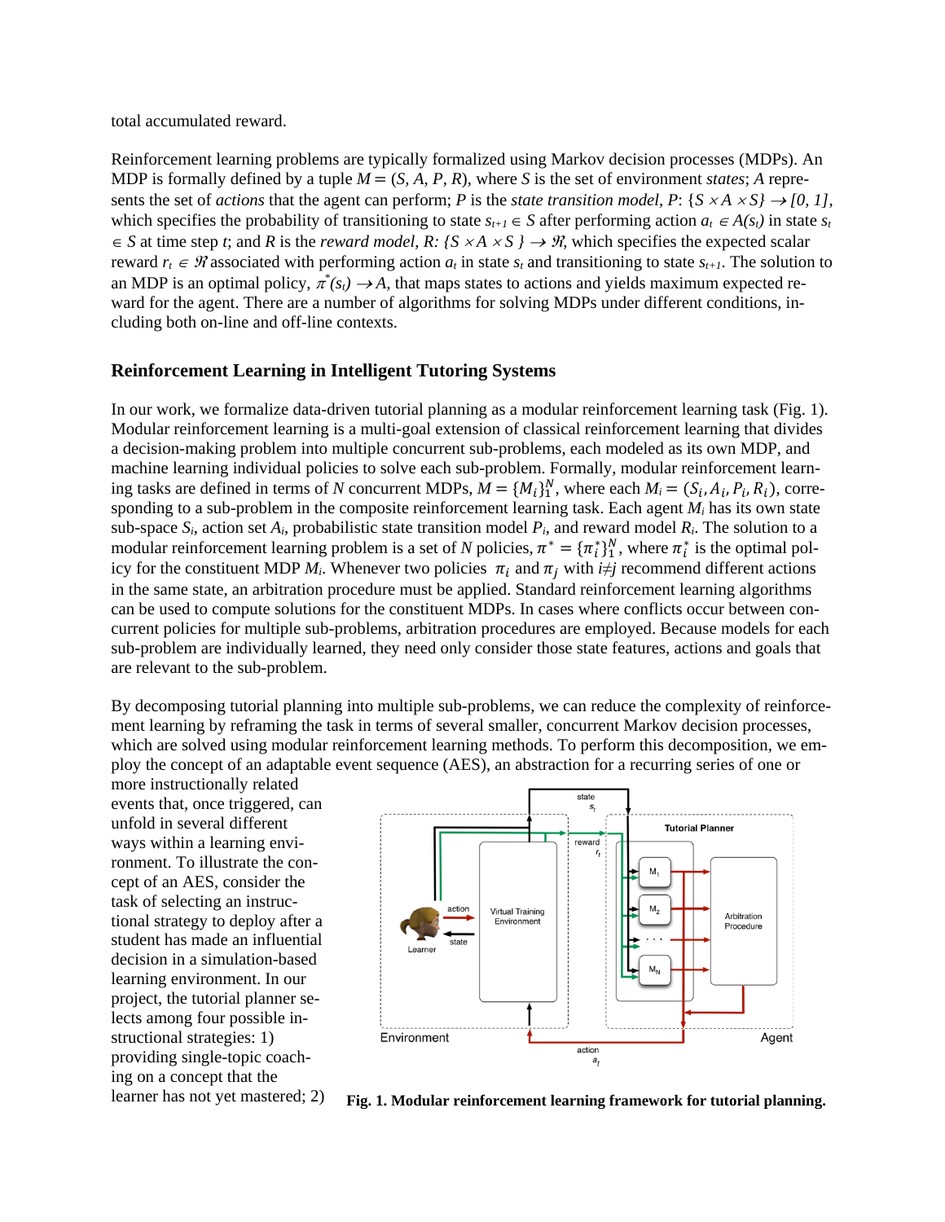total accumulated reward.

Reinforcement learning problems are typically formalized using Markov decision processes (MDPs). An MDP is formally defined by a tuple $M = (S, A, P, R)$, where $S$ is the set of environment *states*; $A$ represents the set of *actions* that the agent can perform; $P$ is the *state transition model*, $P$: $\{S \times A \times S\} \rightarrow [0, 1]$, which specifies the probability of transitioning to state $s_{t+1} \in S$ after performing action $a_t \in A(s_t)$ in state $s_t \in S$ at time step $t$; and $R$ is the *reward model*, $R$: $\{S \times A \times S\} \rightarrow \Re$, which specifies the expected scalar reward $r_t \in \Re$ associated with performing action $a_t$ in state $s_t$ and transitioning to state $s_{t+1}$. The solution to an MDP is an optimal policy, $\pi^*(s_t) \rightarrow A$, that maps states to actions and yields maximum expected reward for the agent. There are a number of algorithms for solving MDPs under different conditions, including both on-line and off-line contexts.

## Reinforcement Learning in Intelligent Tutoring Systems

In our work, we formalize data-driven tutorial planning as a modular reinforcement learning task (Fig. 1). Modular reinforcement learning is a multi-goal extension of classical reinforcement learning that divides a decision-making problem into multiple concurrent sub-problems, each modeled as its own MDP, and machine learning individual policies to solve each sub-problem. Formally, modular reinforcement learning tasks are defined in terms of $N$ concurrent MDPs, $M = \{M_i\}_1^N$, where each $M_i = (S_i, A_i, P_i, R_i)$, corresponding to a sub-problem in the composite reinforcement learning task. Each agent $M_i$ has its own state sub-space $S_i$, action set $A_i$, probabilistic state transition model $P_i$, and reward model $R_i$. The solution to a modular reinforcement learning problem is a set of $N$ policies, $\pi^* = \{\pi_i^*\}_1^N$, where $\pi_i^*$ is the optimal policy for the constituent MDP $M_i$. Whenever two policies $\pi_i$ and $\pi_j$ with $i \neq j$ recommend different actions in the same state, an arbitration procedure must be applied. Standard reinforcement learning algorithms can be used to compute solutions for the constituent MDPs. In cases where conflicts occur between concurrent policies for multiple sub-problems, arbitration procedures are employed. Because models for each sub-problem are individually learned, they need only consider those state features, actions and goals that are relevant to the sub-problem.

By decomposing tutorial planning into multiple sub-problems, we can reduce the complexity of reinforcement learning by reframing the task in terms of several smaller, concurrent Markov decision processes, which are solved using modular reinforcement learning methods. To perform this decomposition, we employ the concept of an adaptable event sequence (AES), an abstraction for a recurring series of one or more instructionally related events that, once triggered, can unfold in several different ways within a learning environment. To illustrate the concept of an AES, consider the task of selecting an instructional strategy to deploy after a student has made an influential decision in a simulation-based learning environment. In our project, the tutorial planner selects among four possible instructional strategies: 1) providing single-topic coaching on a concept that the learner has not yet mastered; 2)

**Fig. 1. Modular reinforcement learning framework for tutorial planning.**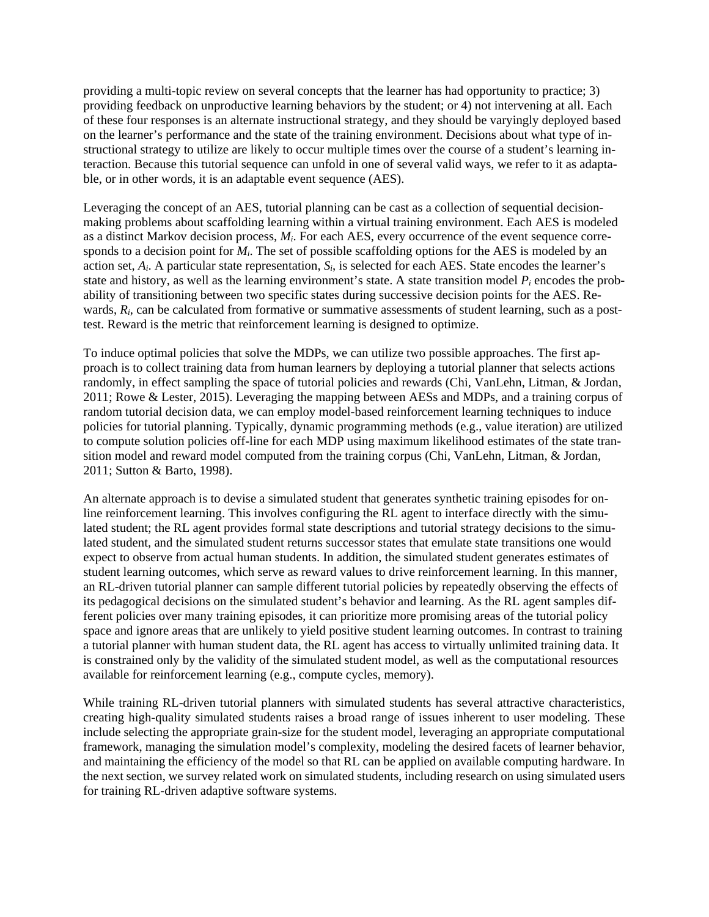providing a multi-topic review on several concepts that the learner has had opportunity to practice; 3) providing feedback on unproductive learning behaviors by the student; or 4) not intervening at all. Each of these four responses is an alternate instructional strategy, and they should be varyingly deployed based on the learner's performance and the state of the training environment. Decisions about what type of instructional strategy to utilize are likely to occur multiple times over the course of a student's learning interaction. Because this tutorial sequence can unfold in one of several valid ways, we refer to it as adaptable, or in other words, it is an adaptable event sequence (AES).

Leveraging the concept of an AES, tutorial planning can be cast as a collection of sequential decision-making problems about scaffolding learning within a virtual training environment. Each AES is modeled as a distinct Markov decision process, $M_i$. For each AES, every occurrence of the event sequence corresponds to a decision point for $M_i$. The set of possible scaffolding options for the AES is modeled by an action set, $A_i$. A particular state representation, $S_i$, is selected for each AES. State encodes the learner's state and history, as well as the learning environment's state. A state transition model $P_i$ encodes the probability of transitioning between two specific states during successive decision points for the AES. Rewards, $R_i$, can be calculated from formative or summative assessments of student learning, such as a post-test. Reward is the metric that reinforcement learning is designed to optimize.

To induce optimal policies that solve the MDPs, we can utilize two possible approaches. The first approach is to collect training data from human learners by deploying a tutorial planner that selects actions randomly, in effect sampling the space of tutorial policies and rewards (Chi, VanLehn, Litman, & Jordan, 2011; Rowe & Lester, 2015). Leveraging the mapping between AESs and MDPs, and a training corpus of random tutorial decision data, we can employ model-based reinforcement learning techniques to induce policies for tutorial planning. Typically, dynamic programming methods (e.g., value iteration) are utilized to compute solution policies off-line for each MDP using maximum likelihood estimates of the state transition model and reward model computed from the training corpus (Chi, VanLehn, Litman, & Jordan, 2011; Sutton & Barto, 1998).

An alternate approach is to devise a simulated student that generates synthetic training episodes for online reinforcement learning. This involves configuring the RL agent to interface directly with the simulated student; the RL agent provides formal state descriptions and tutorial strategy decisions to the simulated student, and the simulated student returns successor states that emulate state transitions one would expect to observe from actual human students. In addition, the simulated student generates estimates of student learning outcomes, which serve as reward values to drive reinforcement learning. In this manner, an RL-driven tutorial planner can sample different tutorial policies by repeatedly observing the effects of its pedagogical decisions on the simulated student's behavior and learning. As the RL agent samples different policies over many training episodes, it can prioritize more promising areas of the tutorial policy space and ignore areas that are unlikely to yield positive student learning outcomes. In contrast to training a tutorial planner with human student data, the RL agent has access to virtually unlimited training data. It is constrained only by the validity of the simulated student model, as well as the computational resources available for reinforcement learning (e.g., compute cycles, memory).

While training RL-driven tutorial planners with simulated students has several attractive characteristics, creating high-quality simulated students raises a broad range of issues inherent to user modeling. These include selecting the appropriate grain-size for the student model, leveraging an appropriate computational framework, managing the simulation model's complexity, modeling the desired facets of learner behavior, and maintaining the efficiency of the model so that RL can be applied on available computing hardware. In the next section, we survey related work on simulated students, including research on using simulated users for training RL-driven adaptive software systems.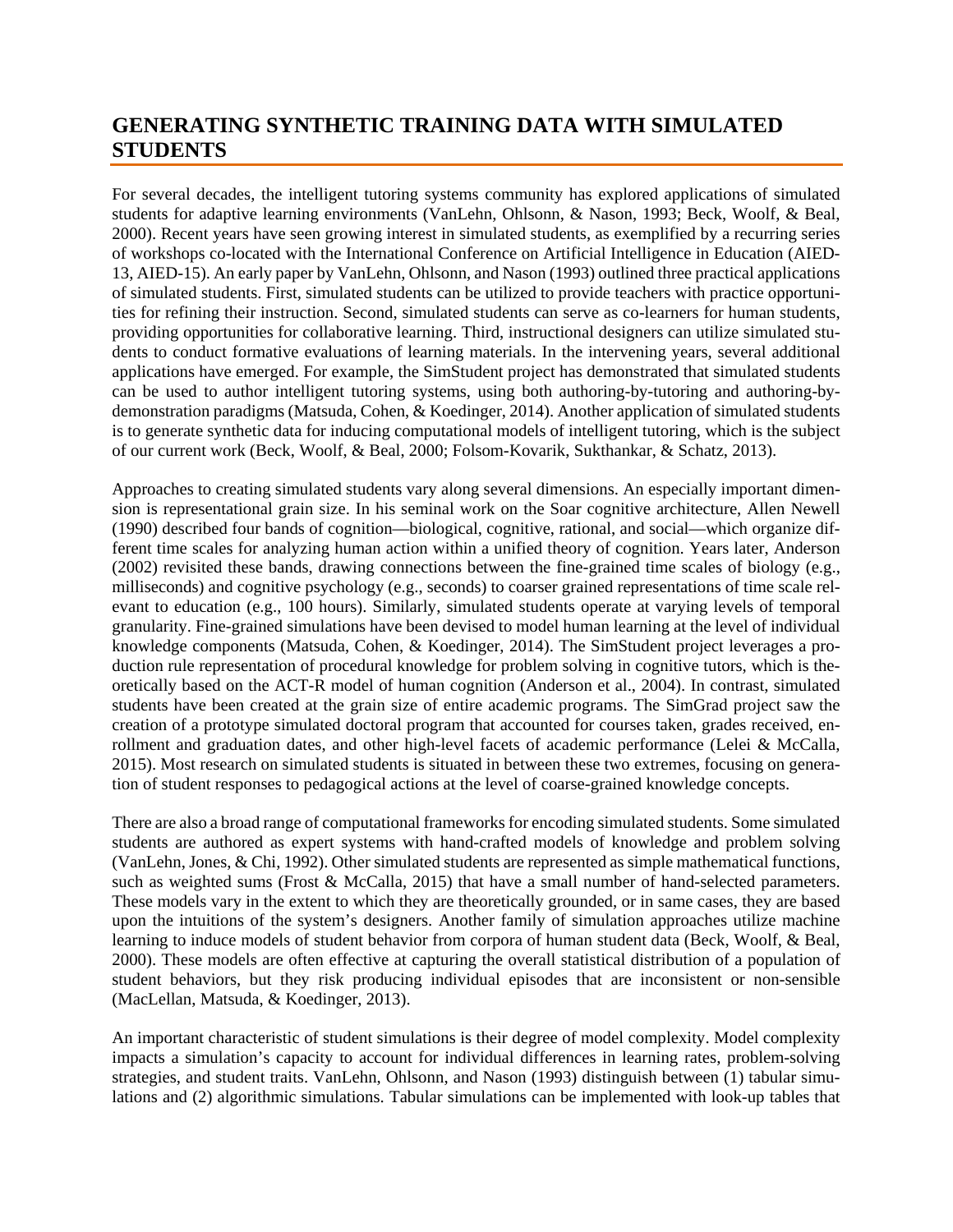## GENERATING SYNTHETIC TRAINING DATA WITH SIMULATED STUDENTS

For several decades, the intelligent tutoring systems community has explored applications of simulated students for adaptive learning environments (VanLehn, Ohlsonn, & Nason, 1993; Beck, Woolf, & Beal, 2000). Recent years have seen growing interest in simulated students, as exemplified by a recurring series of workshops co-located with the International Conference on Artificial Intelligence in Education (AIED-13, AIED-15). An early paper by VanLehn, Ohlsonn, and Nason (1993) outlined three practical applications of simulated students. First, simulated students can be utilized to provide teachers with practice opportunities for refining their instruction. Second, simulated students can serve as co-learners for human students, providing opportunities for collaborative learning. Third, instructional designers can utilize simulated students to conduct formative evaluations of learning materials. In the intervening years, several additional applications have emerged. For example, the SimStudent project has demonstrated that simulated students can be used to author intelligent tutoring systems, using both authoring-by-tutoring and authoring-by-demonstration paradigms (Matsuda, Cohen, & Koedinger, 2014). Another application of simulated students is to generate synthetic data for inducing computational models of intelligent tutoring, which is the subject of our current work (Beck, Woolf, & Beal, 2000; Folsom-Kovarik, Sukthankar, & Schatz, 2013).

Approaches to creating simulated students vary along several dimensions. An especially important dimension is representational grain size. In his seminal work on the Soar cognitive architecture, Allen Newell (1990) described four bands of cognition—biological, cognitive, rational, and social—which organize different time scales for analyzing human action within a unified theory of cognition. Years later, Anderson (2002) revisited these bands, drawing connections between the fine-grained time scales of biology (e.g., milliseconds) and cognitive psychology (e.g., seconds) to coarser grained representations of time scale relevant to education (e.g., 100 hours). Similarly, simulated students operate at varying levels of temporal granularity. Fine-grained simulations have been devised to model human learning at the level of individual knowledge components (Matsuda, Cohen, & Koedinger, 2014). The SimStudent project leverages a production rule representation of procedural knowledge for problem solving in cognitive tutors, which is theoretically based on the ACT-R model of human cognition (Anderson et al., 2004). In contrast, simulated students have been created at the grain size of entire academic programs. The SimGrad project saw the creation of a prototype simulated doctoral program that accounted for courses taken, grades received, enrollment and graduation dates, and other high-level facets of academic performance (Lelei & McCalla, 2015). Most research on simulated students is situated in between these two extremes, focusing on generation of student responses to pedagogical actions at the level of coarse-grained knowledge concepts.

There are also a broad range of computational frameworks for encoding simulated students. Some simulated students are authored as expert systems with hand-crafted models of knowledge and problem solving (VanLehn, Jones, & Chi, 1992). Other simulated students are represented as simple mathematical functions, such as weighted sums (Frost & McCalla, 2015) that have a small number of hand-selected parameters. These models vary in the extent to which they are theoretically grounded, or in same cases, they are based upon the intuitions of the system's designers. Another family of simulation approaches utilize machine learning to induce models of student behavior from corpora of human student data (Beck, Woolf, & Beal, 2000). These models are often effective at capturing the overall statistical distribution of a population of student behaviors, but they risk producing individual episodes that are inconsistent or non-sensible (MacLellan, Matsuda, & Koedinger, 2013).

An important characteristic of student simulations is their degree of model complexity. Model complexity impacts a simulation's capacity to account for individual differences in learning rates, problem-solving strategies, and student traits. VanLehn, Ohlsonn, and Nason (1993) distinguish between (1) tabular simulations and (2) algorithmic simulations. Tabular simulations can be implemented with look-up tables that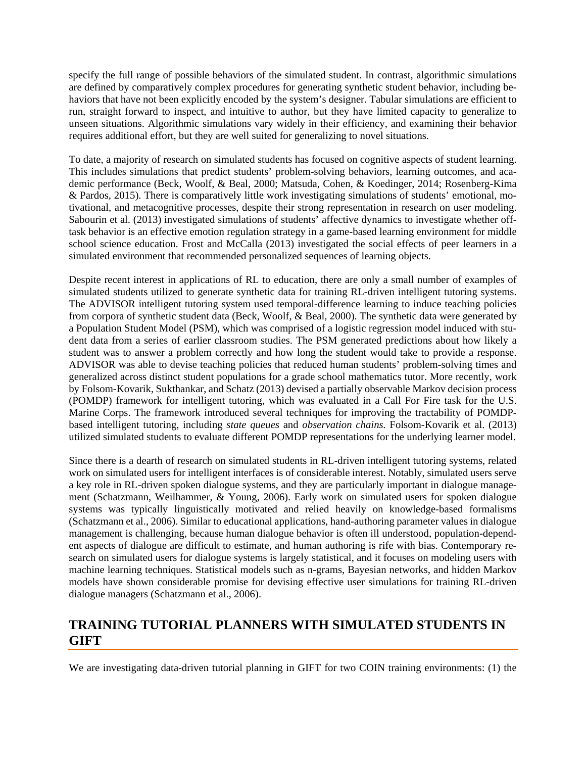specify the full range of possible behaviors of the simulated student. In contrast, algorithmic simulations are defined by comparatively complex procedures for generating synthetic student behavior, including behaviors that have not been explicitly encoded by the system's designer. Tabular simulations are efficient to run, straight forward to inspect, and intuitive to author, but they have limited capacity to generalize to unseen situations. Algorithmic simulations vary widely in their efficiency, and examining their behavior requires additional effort, but they are well suited for generalizing to novel situations.

To date, a majority of research on simulated students has focused on cognitive aspects of student learning. This includes simulations that predict students' problem-solving behaviors, learning outcomes, and academic performance (Beck, Woolf, & Beal, 2000; Matsuda, Cohen, & Koedinger, 2014; Rosenberg-Kima & Pardos, 2015). There is comparatively little work investigating simulations of students' emotional, motivational, and metacognitive processes, despite their strong representation in research on user modeling. Sabourin et al. (2013) investigated simulations of students' affective dynamics to investigate whether off-task behavior is an effective emotion regulation strategy in a game-based learning environment for middle school science education. Frost and McCalla (2013) investigated the social effects of peer learners in a simulated environment that recommended personalized sequences of learning objects.

Despite recent interest in applications of RL to education, there are only a small number of examples of simulated students utilized to generate synthetic data for training RL-driven intelligent tutoring systems. The ADVISOR intelligent tutoring system used temporal-difference learning to induce teaching policies from corpora of synthetic student data (Beck, Woolf, & Beal, 2000). The synthetic data were generated by a Population Student Model (PSM), which was comprised of a logistic regression model induced with student data from a series of earlier classroom studies. The PSM generated predictions about how likely a student was to answer a problem correctly and how long the student would take to provide a response. ADVISOR was able to devise teaching policies that reduced human students' problem-solving times and generalized across distinct student populations for a grade school mathematics tutor. More recently, work by Folsom-Kovarik, Sukthankar, and Schatz (2013) devised a partially observable Markov decision process (POMDP) framework for intelligent tutoring, which was evaluated in a Call For Fire task for the U.S. Marine Corps. The framework introduced several techniques for improving the tractability of POMDP-based intelligent tutoring, including *state queues* and *observation chains.* Folsom-Kovarik et al. (2013) utilized simulated students to evaluate different POMDP representations for the underlying learner model.

Since there is a dearth of research on simulated students in RL-driven intelligent tutoring systems, related work on simulated users for intelligent interfaces is of considerable interest. Notably, simulated users serve a key role in RL-driven spoken dialogue systems, and they are particularly important in dialogue management (Schatzmann, Weilhammer, & Young, 2006). Early work on simulated users for spoken dialogue systems was typically linguistically motivated and relied heavily on knowledge-based formalisms (Schatzmann et al., 2006). Similar to educational applications, hand-authoring parameter values in dialogue management is challenging, because human dialogue behavior is often ill understood, population-dependent aspects of dialogue are difficult to estimate, and human authoring is rife with bias. Contemporary research on simulated users for dialogue systems is largely statistical, and it focuses on modeling users with machine learning techniques. Statistical models such as n-grams, Bayesian networks, and hidden Markov models have shown considerable promise for devising effective user simulations for training RL-driven dialogue managers (Schatzmann et al., 2006).

## TRAINING TUTORIAL PLANNERS WITH SIMULATED STUDENTS IN GIFT

We are investigating data-driven tutorial planning in GIFT for two COIN training environments: (1) the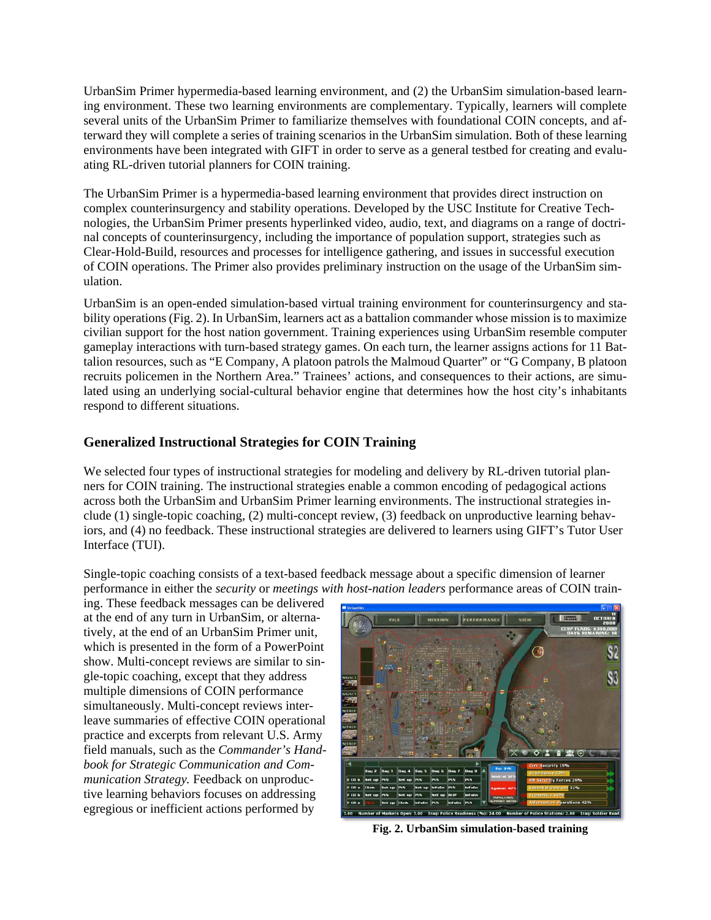UrbanSim Primer hypermedia-based learning environment, and (2) the UrbanSim simulation-based learning environment. These two learning environments are complementary. Typically, learners will complete several units of the UrbanSim Primer to familiarize themselves with foundational COIN concepts, and afterward they will complete a series of training scenarios in the UrbanSim simulation. Both of these learning environments have been integrated with GIFT in order to serve as a general testbed for creating and evaluating RL-driven tutorial planners for COIN training.

The UrbanSim Primer is a hypermedia-based learning environment that provides direct instruction on complex counterinsurgency and stability operations. Developed by the USC Institute for Creative Technologies, the UrbanSim Primer presents hyperlinked video, audio, text, and diagrams on a range of doctrinal concepts of counterinsurgency, including the importance of population support, strategies such as Clear-Hold-Build, resources and processes for intelligence gathering, and issues in successful execution of COIN operations. The Primer also provides preliminary instruction on the usage of the UrbanSim simulation.

UrbanSim is an open-ended simulation-based virtual training environment for counterinsurgency and stability operations (Fig. 2). In UrbanSim, learners act as a battalion commander whose mission is to maximize civilian support for the host nation government. Training experiences using UrbanSim resemble computer gameplay interactions with turn-based strategy games. On each turn, the learner assigns actions for 11 Battalion resources, such as "E Company, A platoon patrols the Malmoud Quarter" or "G Company, B platoon recruits policemen in the Northern Area." Trainees' actions, and consequences to their actions, are simulated using an underlying social-cultural behavior engine that determines how the host city's inhabitants respond to different situations.

## Generalized Instructional Strategies for COIN Training

We selected four types of instructional strategies for modeling and delivery by RL-driven tutorial planners for COIN training. The instructional strategies enable a common encoding of pedagogical actions across both the UrbanSim and UrbanSim Primer learning environments. The instructional strategies include (1) single-topic coaching, (2) multi-concept review, (3) feedback on unproductive learning behaviors, and (4) no feedback. These instructional strategies are delivered to learners using GIFT's Tutor User Interface (TUI).

Single-topic coaching consists of a text-based feedback message about a specific dimension of learner performance in either the *security* or *meetings with host-nation leaders* performance areas of COIN training. These feedback messages can be delivered at the end of any turn in UrbanSim, or alternatively, at the end of an UrbanSim Primer unit, which is presented in the form of a PowerPoint show. Multi-concept reviews are similar to single-topic coaching, except that they address multiple dimensions of COIN performance simultaneously. Multi-concept reviews interleave summaries of effective COIN operational practice and excerpts from relevant U.S. Army field manuals, such as the *Commander's Handbook for Strategic Communication and Communication Strategy.* Feedback on unproductive learning behaviors focuses on addressing egregious or inefficient actions performed by

**Fig. 2. UrbanSim simulation-based training**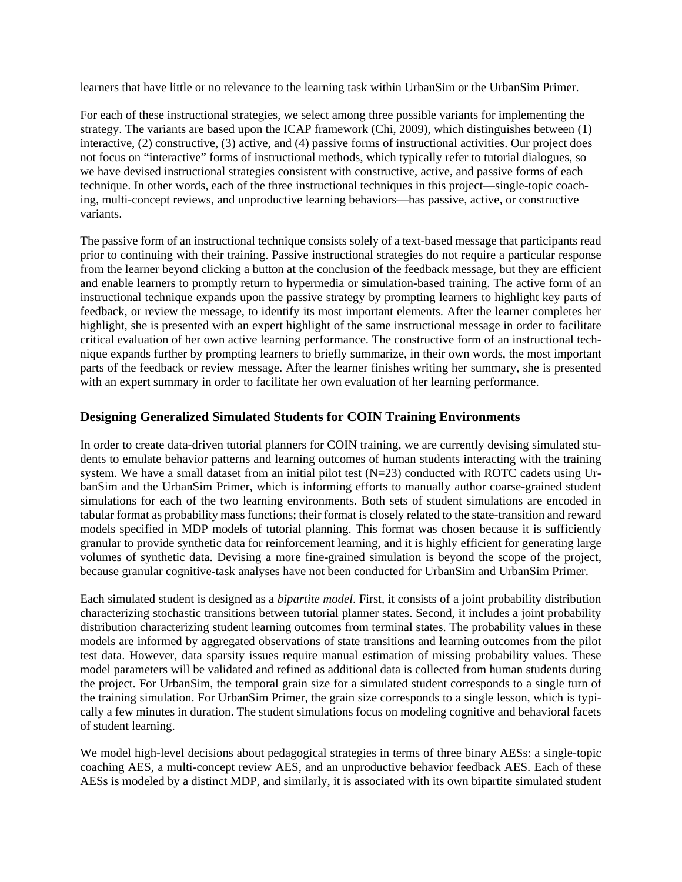learners that have little or no relevance to the learning task within UrbanSim or the UrbanSim Primer.

For each of these instructional strategies, we select among three possible variants for implementing the strategy. The variants are based upon the ICAP framework (Chi, 2009), which distinguishes between (1) interactive, (2) constructive, (3) active, and (4) passive forms of instructional activities. Our project does not focus on "interactive" forms of instructional methods, which typically refer to tutorial dialogues, so we have devised instructional strategies consistent with constructive, active, and passive forms of each technique. In other words, each of the three instructional techniques in this project—single-topic coaching, multi-concept reviews, and unproductive learning behaviors—has passive, active, or constructive variants.

The passive form of an instructional technique consists solely of a text-based message that participants read prior to continuing with their training. Passive instructional strategies do not require a particular response from the learner beyond clicking a button at the conclusion of the feedback message, but they are efficient and enable learners to promptly return to hypermedia or simulation-based training. The active form of an instructional technique expands upon the passive strategy by prompting learners to highlight key parts of feedback, or review the message, to identify its most important elements. After the learner completes her highlight, she is presented with an expert highlight of the same instructional message in order to facilitate critical evaluation of her own active learning performance. The constructive form of an instructional technique expands further by prompting learners to briefly summarize, in their own words, the most important parts of the feedback or review message. After the learner finishes writing her summary, she is presented with an expert summary in order to facilitate her own evaluation of her learning performance.

### Designing Generalized Simulated Students for COIN Training Environments

In order to create data-driven tutorial planners for COIN training, we are currently devising simulated students to emulate behavior patterns and learning outcomes of human students interacting with the training system. We have a small dataset from an initial pilot test (N=23) conducted with ROTC cadets using UrbanSim and the UrbanSim Primer, which is informing efforts to manually author coarse-grained student simulations for each of the two learning environments. Both sets of student simulations are encoded in tabular format as probability mass functions; their format is closely related to the state-transition and reward models specified in MDP models of tutorial planning. This format was chosen because it is sufficiently granular to provide synthetic data for reinforcement learning, and it is highly efficient for generating large volumes of synthetic data. Devising a more fine-grained simulation is beyond the scope of the project, because granular cognitive-task analyses have not been conducted for UrbanSim and UrbanSim Primer.

Each simulated student is designed as a *bipartite model*. First, it consists of a joint probability distribution characterizing stochastic transitions between tutorial planner states. Second, it includes a joint probability distribution characterizing student learning outcomes from terminal states. The probability values in these models are informed by aggregated observations of state transitions and learning outcomes from the pilot test data. However, data sparsity issues require manual estimation of missing probability values. These model parameters will be validated and refined as additional data is collected from human students during the project. For UrbanSim, the temporal grain size for a simulated student corresponds to a single turn of the training simulation. For UrbanSim Primer, the grain size corresponds to a single lesson, which is typically a few minutes in duration. The student simulations focus on modeling cognitive and behavioral facets of student learning.

We model high-level decisions about pedagogical strategies in terms of three binary AESs: a single-topic coaching AES, a multi-concept review AES, and an unproductive behavior feedback AES. Each of these AESs is modeled by a distinct MDP, and similarly, it is associated with its own bipartite simulated student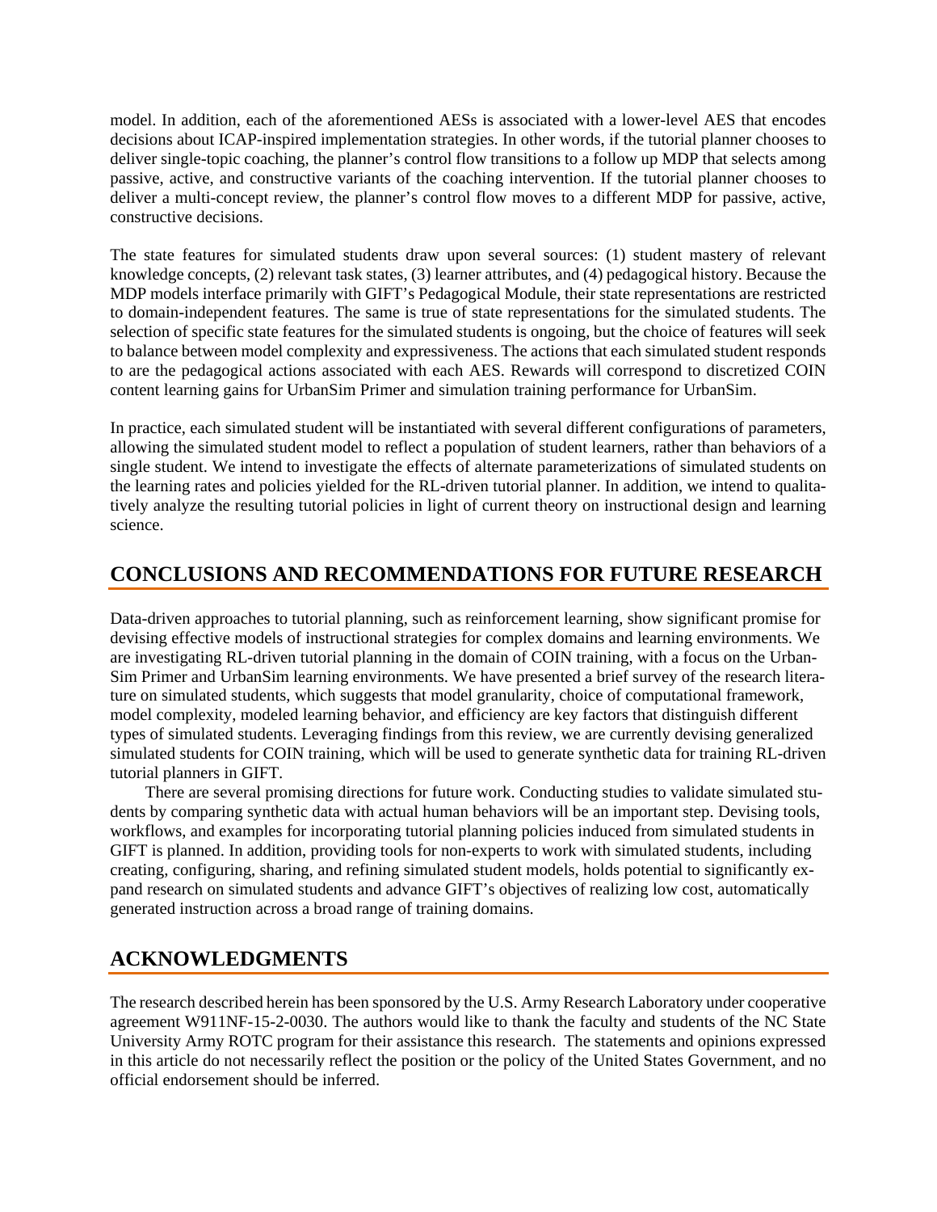model. In addition, each of the aforementioned AESs is associated with a lower-level AES that encodes decisions about ICAP-inspired implementation strategies. In other words, if the tutorial planner chooses to deliver single-topic coaching, the planner's control flow transitions to a follow up MDP that selects among passive, active, and constructive variants of the coaching intervention. If the tutorial planner chooses to deliver a multi-concept review, the planner's control flow moves to a different MDP for passive, active, constructive decisions.

The state features for simulated students draw upon several sources: (1) student mastery of relevant knowledge concepts, (2) relevant task states, (3) learner attributes, and (4) pedagogical history. Because the MDP models interface primarily with GIFT's Pedagogical Module, their state representations are restricted to domain-independent features. The same is true of state representations for the simulated students. The selection of specific state features for the simulated students is ongoing, but the choice of features will seek to balance between model complexity and expressiveness. The actions that each simulated student responds to are the pedagogical actions associated with each AES. Rewards will correspond to discretized COIN content learning gains for UrbanSim Primer and simulation training performance for UrbanSim.

In practice, each simulated student will be instantiated with several different configurations of parameters, allowing the simulated student model to reflect a population of student learners, rather than behaviors of a single student. We intend to investigate the effects of alternate parameterizations of simulated students on the learning rates and policies yielded for the RL-driven tutorial planner. In addition, we intend to qualitatively analyze the resulting tutorial policies in light of current theory on instructional design and learning science.

## CONCLUSIONS AND RECOMMENDATIONS FOR FUTURE RESEARCH

Data-driven approaches to tutorial planning, such as reinforcement learning, show significant promise for devising effective models of instructional strategies for complex domains and learning environments. We are investigating RL-driven tutorial planning in the domain of COIN training, with a focus on the UrbanSim Primer and UrbanSim learning environments. We have presented a brief survey of the research literature on simulated students, which suggests that model granularity, choice of computational framework, model complexity, modeled learning behavior, and efficiency are key factors that distinguish different types of simulated students. Leveraging findings from this review, we are currently devising generalized simulated students for COIN training, which will be used to generate synthetic data for training RL-driven tutorial planners in GIFT.

There are several promising directions for future work. Conducting studies to validate simulated students by comparing synthetic data with actual human behaviors will be an important step. Devising tools, workflows, and examples for incorporating tutorial planning policies induced from simulated students in GIFT is planned. In addition, providing tools for non-experts to work with simulated students, including creating, configuring, sharing, and refining simulated student models, holds potential to significantly expand research on simulated students and advance GIFT's objectives of realizing low cost, automatically generated instruction across a broad range of training domains.

## ACKNOWLEDGMENTS

The research described herein has been sponsored by the U.S. Army Research Laboratory under cooperative agreement W911NF-15-2-0030. The authors would like to thank the faculty and students of the NC State University Army ROTC program for their assistance this research. The statements and opinions expressed in this article do not necessarily reflect the position or the policy of the United States Government, and no official endorsement should be inferred.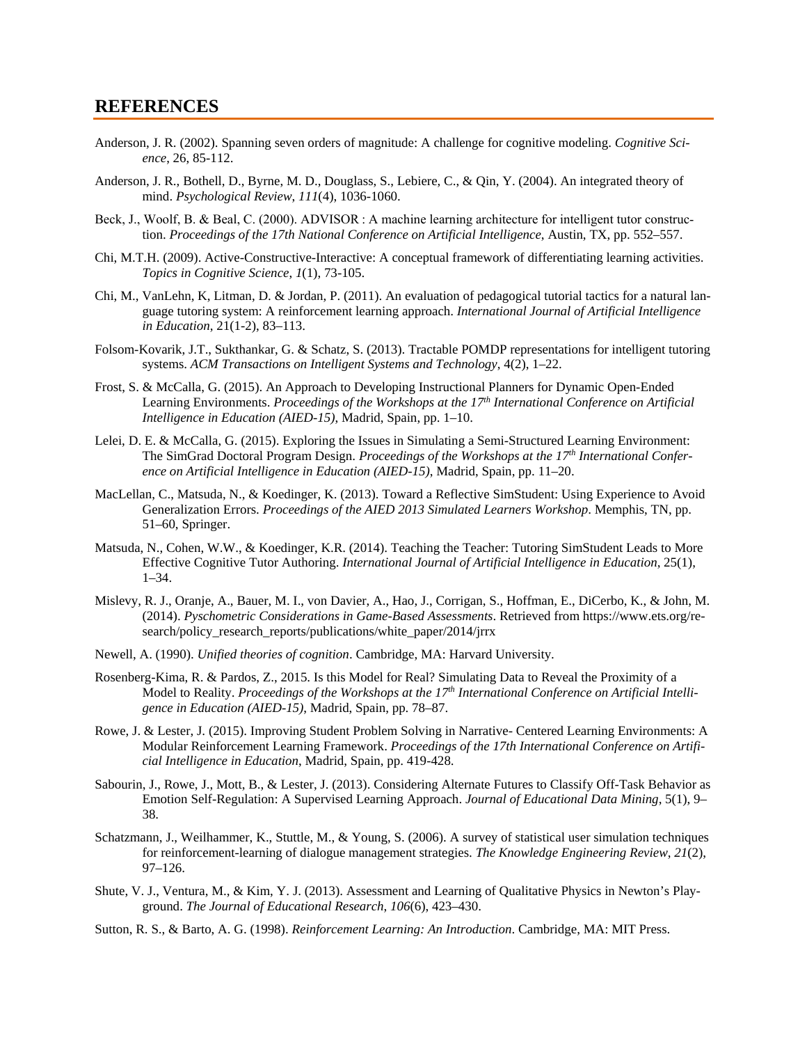## REFERENCES

Anderson, J. R. (2002). Spanning seven orders of magnitude: A challenge for cognitive modeling. *Cognitive Science*, 26, 85-112.

Anderson, J. R., Bothell, D., Byrne, M. D., Douglass, S., Lebiere, C., & Qin, Y. (2004). An integrated theory of mind. *Psychological Review, 111*(4), 1036-1060.

Beck, J., Woolf, B. & Beal, C. (2000). ADVISOR : A machine learning architecture for intelligent tutor construction. *Proceedings of the 17th National Conference on Artificial Intelligence*, Austin, TX, pp. 552–557.

Chi, M.T.H. (2009). Active-Constructive-Interactive: A conceptual framework of differentiating learning activities. *Topics in Cognitive Science*, *1*(1), 73-105.

Chi, M., VanLehn, K, Litman, D. & Jordan, P. (2011). An evaluation of pedagogical tutorial tactics for a natural language tutoring system: A reinforcement learning approach. *International Journal of Artificial Intelligence in Education*, 21(1-2), 83–113.

Folsom-Kovarik, J.T., Sukthankar, G. & Schatz, S. (2013). Tractable POMDP representations for intelligent tutoring systems. *ACM Transactions on Intelligent Systems and Technology*, 4(2), 1–22.

Frost, S. & McCalla, G. (2015). An Approach to Developing Instructional Planners for Dynamic Open-Ended Learning Environments. *Proceedings of the Workshops at the 17th International Conference on Artificial Intelligence in Education (AIED-15)*, Madrid, Spain, pp. 1–10.

Lelei, D. E. & McCalla, G. (2015). Exploring the Issues in Simulating a Semi-Structured Learning Environment: The SimGrad Doctoral Program Design. *Proceedings of the Workshops at the 17th International Conference on Artificial Intelligence in Education (AIED-15)*, Madrid, Spain, pp. 11–20.

MacLellan, C., Matsuda, N., & Koedinger, K. (2013). Toward a Reflective SimStudent: Using Experience to Avoid Generalization Errors. *Proceedings of the AIED 2013 Simulated Learners Workshop*. Memphis, TN, pp. 51–60, Springer.

Matsuda, N., Cohen, W.W., & Koedinger, K.R. (2014). Teaching the Teacher: Tutoring SimStudent Leads to More Effective Cognitive Tutor Authoring. *International Journal of Artificial Intelligence in Education*, 25(1), 1–34.

Mislevy, R. J., Oranje, A., Bauer, M. I., von Davier, A., Hao, J., Corrigan, S., Hoffman, E., DiCerbo, K., & John, M. (2014). *Pyschometric Considerations in Game-Based Assessments*. Retrieved from https://www.ets.org/research/policy_research_reports/publications/white_paper/2014/jrrx

Newell, A. (1990). *Unified theories of cognition*. Cambridge, MA: Harvard University.

Rosenberg-Kima, R. & Pardos, Z., 2015. Is this Model for Real? Simulating Data to Reveal the Proximity of a Model to Reality. *Proceedings of the Workshops at the 17th International Conference on Artificial Intelligence in Education (AIED-15)*, Madrid, Spain, pp. 78–87.

Rowe, J. & Lester, J. (2015). Improving Student Problem Solving in Narrative- Centered Learning Environments: A Modular Reinforcement Learning Framework. *Proceedings of the 17th International Conference on Artificial Intelligence in Education*, Madrid, Spain, pp. 419-428.

Sabourin, J., Rowe, J., Mott, B., & Lester, J. (2013). Considering Alternate Futures to Classify Off-Task Behavior as Emotion Self-Regulation: A Supervised Learning Approach. *Journal of Educational Data Mining*, 5(1), 9–38.

Schatzmann, J., Weilhammer, K., Stuttle, M., & Young, S. (2006). A survey of statistical user simulation techniques for reinforcement-learning of dialogue management strategies. *The Knowledge Engineering Review*, *21*(2), 97–126.

Shute, V. J., Ventura, M., & Kim, Y. J. (2013). Assessment and Learning of Qualitative Physics in Newton's Playground. *The Journal of Educational Research*, *106*(6), 423–430.

Sutton, R. S., & Barto, A. G. (1998). *Reinforcement Learning: An Introduction*. Cambridge, MA: MIT Press.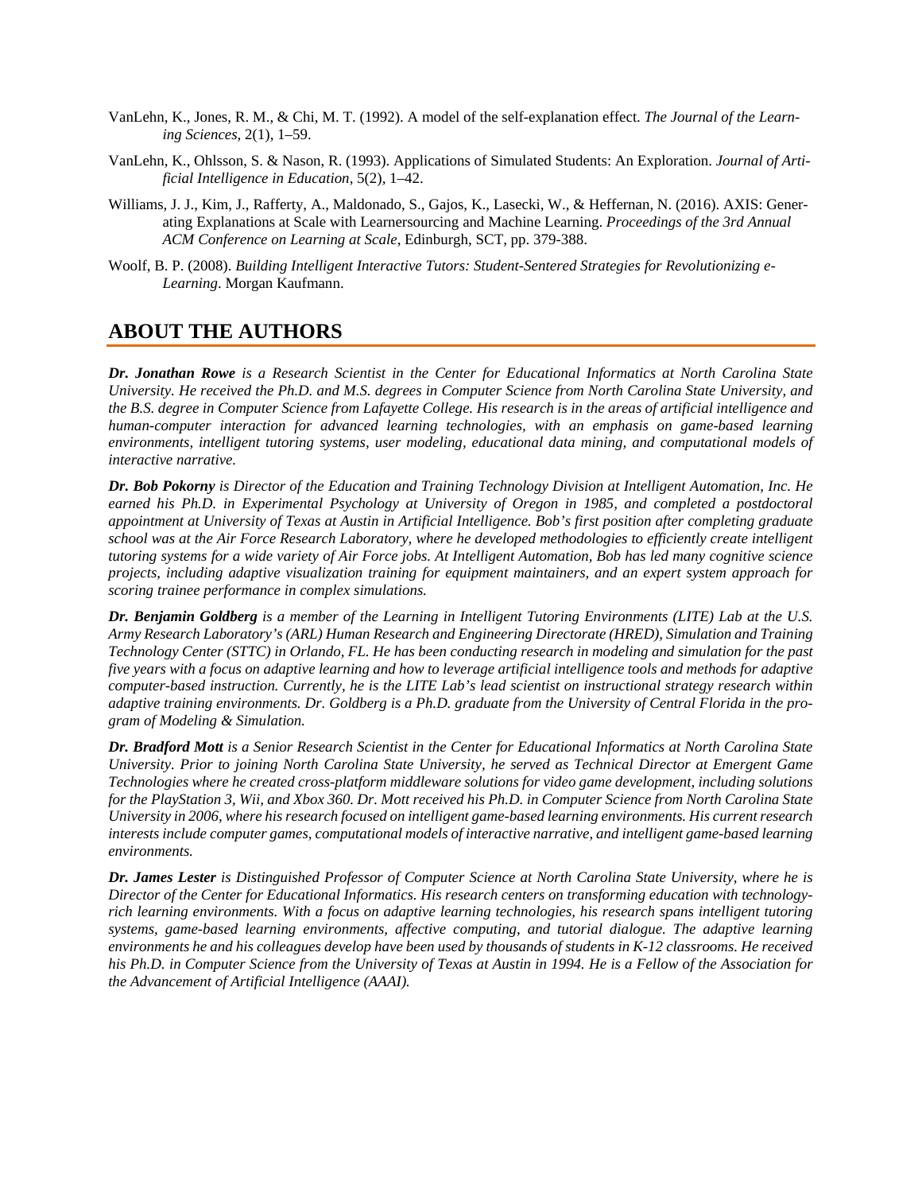VanLehn, K., Jones, R. M., & Chi, M. T. (1992). A model of the self-explanation effect. *The Journal of the Learning Sciences*, 2(1), 1–59.

VanLehn, K., Ohlsson, S. & Nason, R. (1993). Applications of Simulated Students: An Exploration. *Journal of Artificial Intelligence in Education*, 5(2), 1–42.

Williams, J. J., Kim, J., Rafferty, A., Maldonado, S., Gajos, K., Lasecki, W., & Heffernan, N. (2016). AXIS: Generating Explanations at Scale with Learnersourcing and Machine Learning. *Proceedings of the 3rd Annual ACM Conference on Learning at Scale*, Edinburgh, SCT, pp. 379-388.

Woolf, B. P. (2008). *Building Intelligent Interactive Tutors: Student-Sentered Strategies for Revolutionizing e-Learning*. Morgan Kaufmann.

## ABOUT THE AUTHORS

***Dr. Jonathan Rowe*** *is a Research Scientist in the Center for Educational Informatics at North Carolina State University. He received the Ph.D. and M.S. degrees in Computer Science from North Carolina State University, and the B.S. degree in Computer Science from Lafayette College. His research is in the areas of artificial intelligence and human-computer interaction for advanced learning technologies, with an emphasis on game-based learning environments, intelligent tutoring systems, user modeling, educational data mining, and computational models of interactive narrative.*

***Dr. Bob Pokorny*** *is Director of the Education and Training Technology Division at Intelligent Automation, Inc. He earned his Ph.D. in Experimental Psychology at University of Oregon in 1985, and completed a postdoctoral appointment at University of Texas at Austin in Artificial Intelligence. Bob's first position after completing graduate school was at the Air Force Research Laboratory, where he developed methodologies to efficiently create intelligent tutoring systems for a wide variety of Air Force jobs. At Intelligent Automation, Bob has led many cognitive science projects, including adaptive visualization training for equipment maintainers, and an expert system approach for scoring trainee performance in complex simulations.*

***Dr. Benjamin Goldberg*** *is a member of the Learning in Intelligent Tutoring Environments (LITE) Lab at the U.S. Army Research Laboratory's (ARL) Human Research and Engineering Directorate (HRED), Simulation and Training Technology Center (STTC) in Orlando, FL. He has been conducting research in modeling and simulation for the past five years with a focus on adaptive learning and how to leverage artificial intelligence tools and methods for adaptive computer-based instruction. Currently, he is the LITE Lab's lead scientist on instructional strategy research within adaptive training environments. Dr. Goldberg is a Ph.D. graduate from the University of Central Florida in the program of Modeling & Simulation.*

***Dr. Bradford Mott*** *is a Senior Research Scientist in the Center for Educational Informatics at North Carolina State University. Prior to joining North Carolina State University, he served as Technical Director at Emergent Game Technologies where he created cross-platform middleware solutions for video game development, including solutions for the PlayStation 3, Wii, and Xbox 360. Dr. Mott received his Ph.D. in Computer Science from North Carolina State University in 2006, where his research focused on intelligent game-based learning environments. His current research interests include computer games, computational models of interactive narrative, and intelligent game-based learning environments.*

***Dr. James Lester*** *is Distinguished Professor of Computer Science at North Carolina State University, where he is Director of the Center for Educational Informatics. His research centers on transforming education with technology-rich learning environments. With a focus on adaptive learning technologies, his research spans intelligent tutoring systems, game-based learning environments, affective computing, and tutorial dialogue. The adaptive learning environments he and his colleagues develop have been used by thousands of students in K-12 classrooms. He received his Ph.D. in Computer Science from the University of Texas at Austin in 1994. He is a Fellow of the Association for the Advancement of Artificial Intelligence (AAAI).*